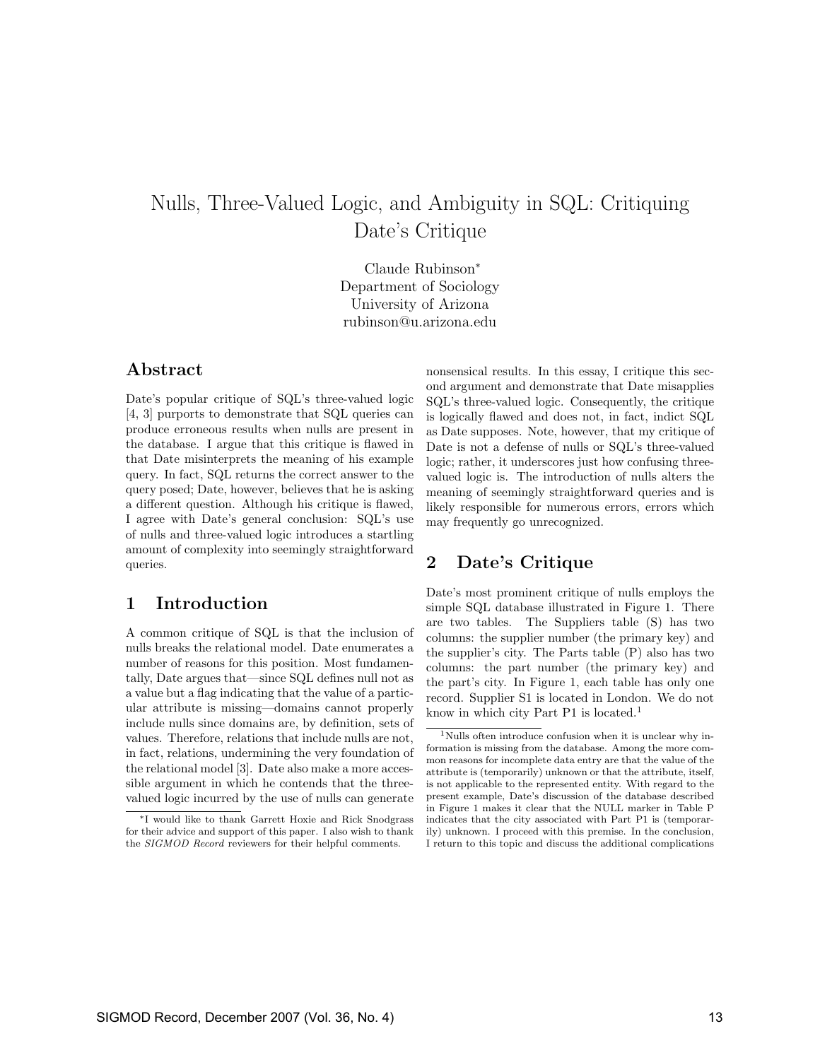# Nulls, Three-Valued Logic, and Ambiguity in SQL: Critiquing Date's Critique

Claude Rubinson*
Department of Sociology
University of Arizona
rubinson@u.arizona.edu

## Abstract

Date's popular critique of SQL's three-valued logic [4, 3] purports to demonstrate that SQL queries can produce erroneous results when nulls are present in the database. I argue that this critique is flawed in that Date misinterprets the meaning of his example query. In fact, SQL returns the correct answer to the query posed; Date, however, believes that he is asking a different question. Although his critique is flawed, I agree with Date's general conclusion: SQL's use of nulls and three-valued logic introduces a startling amount of complexity into seemingly straightforward queries.

## 1 Introduction

A common critique of SQL is that the inclusion of nulls breaks the relational model. Date enumerates a number of reasons for this position. Most fundamentally, Date argues that—since SQL defines null not as a value but a flag indicating that the value of a particular attribute is missing—domains cannot properly include nulls since domains are, by definition, sets of values. Therefore, relations that include nulls are not, in fact, relations, undermining the very foundation of the relational model [3]. Date also make a more accessible argument in which he contends that the three-valued logic incurred by the use of nulls can generate nonsensical results. In this essay, I critique this second argument and demonstrate that Date misapplies SQL's three-valued logic. Consequently, the critique is logically flawed and does not, in fact, indict SQL as Date supposes. Note, however, that my critique of Date is not a defense of nulls or SQL's three-valued logic; rather, it underscores just how confusing three-valued logic is. The introduction of nulls alters the meaning of seemingly straightforward queries and is likely responsible for numerous errors, errors which may frequently go unrecognized.

## 2 Date's Critique

Date's most prominent critique of nulls employs the simple SQL database illustrated in Figure 1. There are two tables. The Suppliers table (S) has two columns: the supplier number (the primary key) and the supplier's city. The Parts table (P) also has two columns: the part number (the primary key) and the part's city. In Figure 1, each table has only one record. Supplier S1 is located in London. We do not know in which city Part P1 is located.[1]

---

*I would like to thank Garrett Hoxie and Rick Snodgrass for their advice and support of this paper. I also wish to thank the *SIGMOD Record* reviewers for their helpful comments.

[1] Nulls often introduce confusion when it is unclear why information is missing from the database. Among the more common reasons for incomplete data entry are that the value of the attribute is (temporarily) unknown or that the attribute, itself, is not applicable to the represented entity. With regard to the present example, Date's discussion of the database described in Figure 1 makes it clear that the NULL marker in Table P indicates that the city associated with Part P1 is (temporarily) unknown. I proceed with this premise. In the conclusion, I return to this topic and discuss the additional complications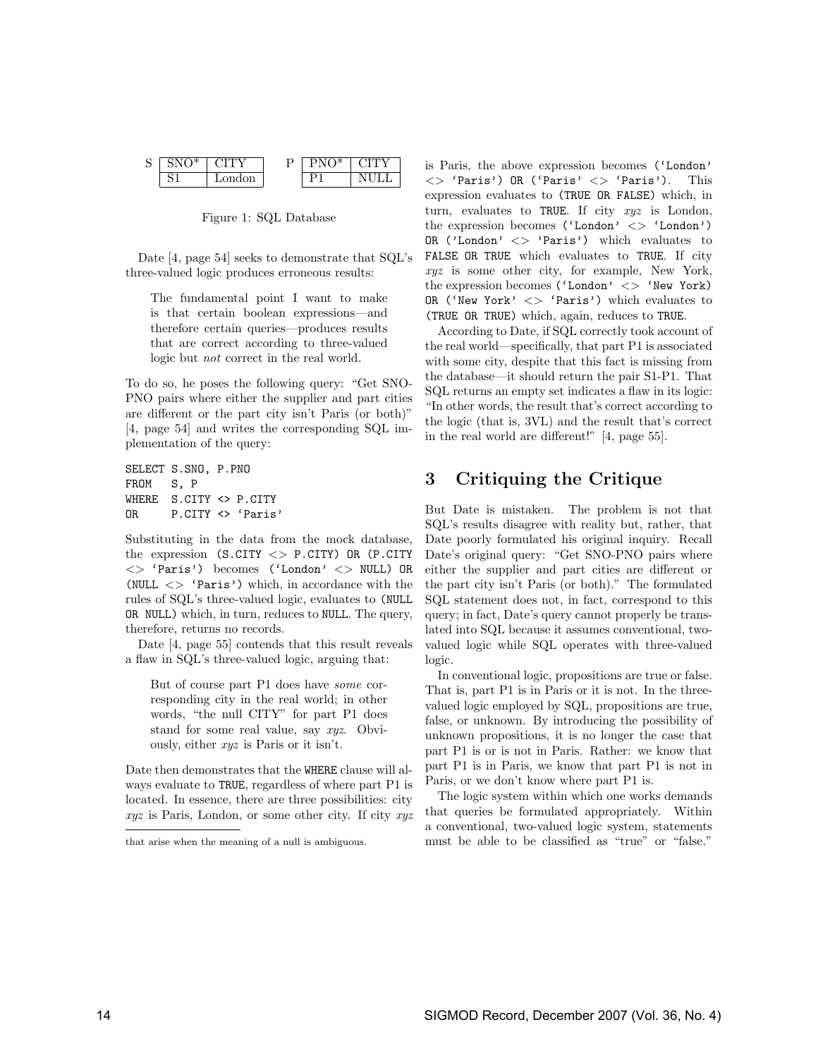S

| SNO* | CITY |
|---|---|
| S1 | London |

P

| PNO* | CITY |
|---|---|
| P1 | NULL |

Figure 1: SQL Database

Date [4, page 54] seeks to demonstrate that SQL's three-valued logic produces erroneous results:

> The fundamental point I want to make is that certain boolean expressions—and therefore certain queries—produces results that are correct according to three-valued logic but *not* correct in the real world.

To do so, he poses the following query: "Get SNO-PNO pairs where either the supplier and part cities are different or the part city isn't Paris (or both)" [4, page 54] and writes the corresponding SQL implementation of the query:

```
SELECT S.SNO, P.PNO
FROM   S, P
WHERE  S.CITY <> P.CITY
OR     P.CITY <> 'Paris'
```

Substituting in the data from the mock database, the expression `(S.CITY <> P.CITY) OR (P.CITY <> 'Paris')` becomes `('London' <> NULL) OR (NULL <> 'Paris')` which, in accordance with the rules of SQL's three-valued logic, evaluates to `(NULL OR NULL)` which, in turn, reduces to `NULL`. The query, therefore, returns no records.

Date [4, page 55] contends that this result reveals a flaw in SQL's three-valued logic, arguing that:

> But of course part P1 does have *some* corresponding city in the real world; in other words, "the null CITY" for part P1 does stand for some real value, say *xyz*. Obviously, either *xyz* is Paris or it isn't.

Date then demonstrates that the `WHERE` clause will always evaluate to `TRUE`, regardless of where part P1 is located. In essence, there are three possibilities: city *xyz* is Paris, London, or some other city. If city *xyz* is Paris, the above expression becomes `('London' <> 'Paris') OR ('Paris' <> 'Paris')`. This expression evaluates to `(TRUE OR FALSE)` which, in turn, evaluates to `TRUE`. If city *xyz* is London, the expression becomes `('London' <> 'London') OR ('London' <> 'Paris')` which evaluates to `FALSE OR TRUE` which evaluates to `TRUE`. If city *xyz* is some other city, for example, New York, the expression becomes `('London' <> 'New York) OR ('New York' <> 'Paris')` which evaluates to `(TRUE OR TRUE)` which, again, reduces to `TRUE`.

According to Date, if SQL correctly took account of the real world—specifically, that part P1 is associated with some city, despite that this fact is missing from the database—it should return the pair S1-P1. That SQL returns an empty set indicates a flaw in its logic: "In other words, the result that's correct according to the logic (that is, 3VL) and the result that's correct in the real world are different!" [4, page 55].

## 3 Critiquing the Critique

But Date is mistaken. The problem is not that SQL's results disagree with reality but, rather, that Date poorly formulated his original inquiry. Recall Date's original query: "Get SNO-PNO pairs where either the supplier and part cities are different or the part city isn't Paris (or both)." The formulated SQL statement does not, in fact, correspond to this query; in fact, Date's query cannot properly be translated into SQL because it assumes conventional, two-valued logic while SQL operates with three-valued logic.

In conventional logic, propositions are true or false. That is, part P1 is in Paris or it is not. In the three-valued logic employed by SQL, propositions are true, false, or unknown. By introducing the possibility of unknown propositions, it is no longer the case that part P1 is or is not in Paris. Rather: we know that part P1 is in Paris, we know that part P1 is not in Paris, or we don't know where part P1 is.

The logic system within which one works demands that queries be formulated appropriately. Within a conventional, two-valued logic system, statements must be able to be classified as "true" or "false."

that arise when the meaning of a null is ambiguous.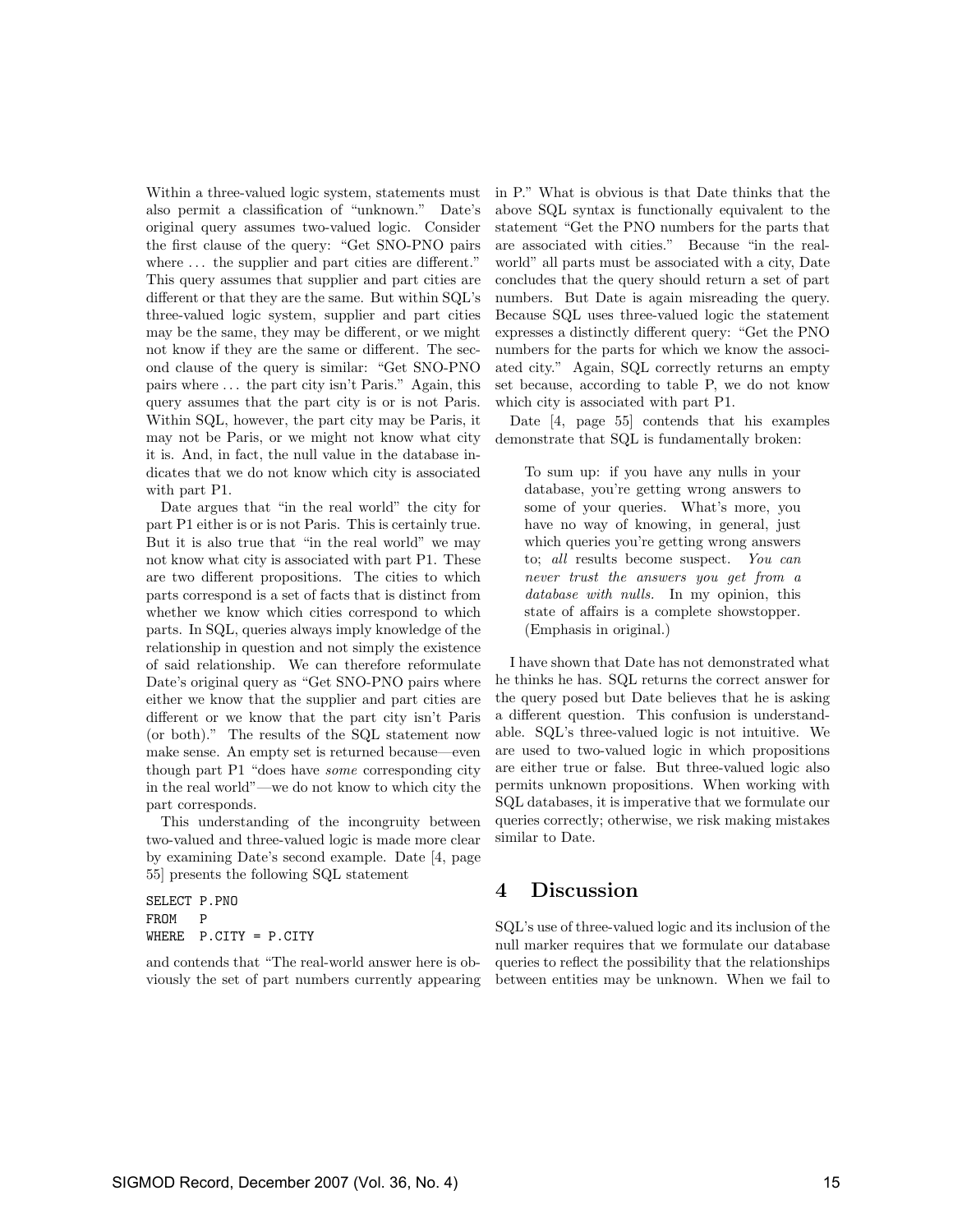Within a three-valued logic system, statements must also permit a classification of "unknown." Date's original query assumes two-valued logic. Consider the first clause of the query: "Get SNO-PNO pairs where ... the supplier and part cities are different." This query assumes that supplier and part cities are different or that they are the same. But within SQL's three-valued logic system, supplier and part cities may be the same, they may be different, or we might not know if they are the same or different. The second clause of the query is similar: "Get SNO-PNO pairs where ... the part city isn't Paris." Again, this query assumes that the part city is or is not Paris. Within SQL, however, the part city may be Paris, it may not be Paris, or we might not know what city it is. And, in fact, the null value in the database indicates that we do not know which city is associated with part P1.

Date argues that "in the real world" the city for part P1 either is or is not Paris. This is certainly true. But it is also true that "in the real world" we may not know what city is associated with part P1. These are two different propositions. The cities to which parts correspond is a set of facts that is distinct from whether we know which cities correspond to which parts. In SQL, queries always imply knowledge of the relationship in question and not simply the existence of said relationship. We can therefore reformulate Date's original query as "Get SNO-PNO pairs where either we know that the supplier and part cities are different or we know that the part city isn't Paris (or both)." The results of the SQL statement now make sense. An empty set is returned because—even though part P1 "does have *some* corresponding city in the real world"—we do not know to which city the part corresponds.

This understanding of the incongruity between two-valued and three-valued logic is made more clear by examining Date's second example. Date [4, page 55] presents the following SQL statement

```
SELECT P.PNO
FROM   P
WHERE  P.CITY = P.CITY
```

and contends that "The real-world answer here is obviously the set of part numbers currently appearing in P." What is obvious is that Date thinks that the above SQL syntax is functionally equivalent to the statement "Get the PNO numbers for the parts that are associated with cities." Because "in the real-world" all parts must be associated with a city, Date concludes that the query should return a set of part numbers. But Date is again misreading the query. Because SQL uses three-valued logic the statement expresses a distinctly different query: "Get the PNO numbers for the parts for which we know the associated city." Again, SQL correctly returns an empty set because, according to table P, we do not know which city is associated with part P1.

Date [4, page 55] contends that his examples demonstrate that SQL is fundamentally broken:

> To sum up: if you have any nulls in your database, you're getting wrong answers to some of your queries. What's more, you have no way of knowing, in general, just which queries you're getting wrong answers to; *all* results become suspect. *You can never trust the answers you get from a database with nulls.* In my opinion, this state of affairs is a complete showstopper. (Emphasis in original.)

I have shown that Date has not demonstrated what he thinks he has. SQL returns the correct answer for the query posed but Date believes that he is asking a different question. This confusion is understandable. SQL's three-valued logic is not intuitive. We are used to two-valued logic in which propositions are either true or false. But three-valued logic also permits unknown propositions. When working with SQL databases, it is imperative that we formulate our queries correctly; otherwise, we risk making mistakes similar to Date.

## 4 Discussion

SQL's use of three-valued logic and its inclusion of the null marker requires that we formulate our database queries to reflect the possibility that the relationships between entities may be unknown. When we fail to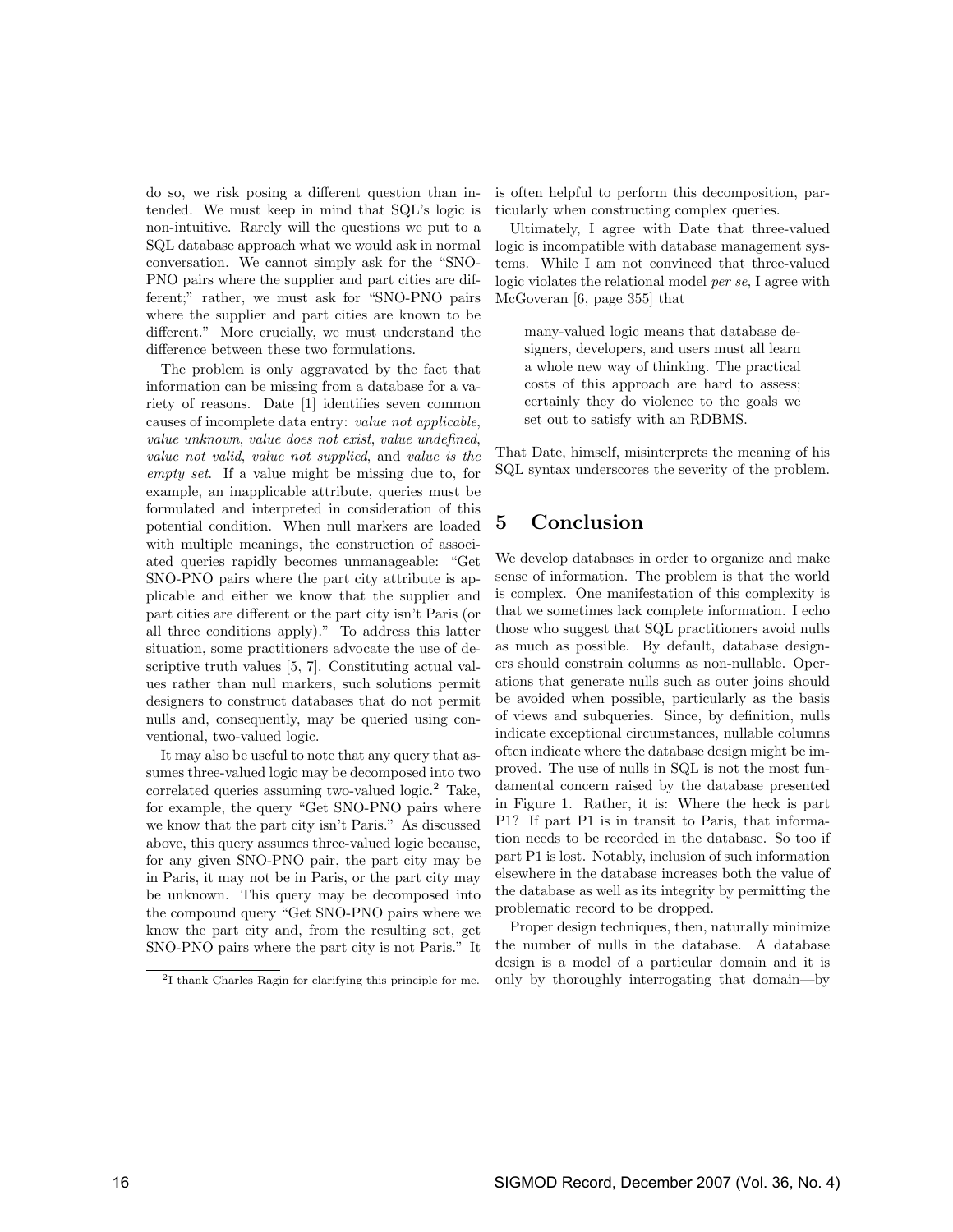do so, we risk posing a different question than intended. We must keep in mind that SQL's logic is non-intuitive. Rarely will the questions we put to a SQL database approach what we would ask in normal conversation. We cannot simply ask for the "SNO-PNO pairs where the supplier and part cities are different;" rather, we must ask for "SNO-PNO pairs where the supplier and part cities are known to be different." More crucially, we must understand the difference between these two formulations.

The problem is only aggravated by the fact that information can be missing from a database for a variety of reasons. Date [1] identifies seven common causes of incomplete data entry: *value not applicable*, *value unknown*, *value does not exist*, *value undefined*, *value not valid*, *value not supplied*, and *value is the empty set*. If a value might be missing due to, for example, an inapplicable attribute, queries must be formulated and interpreted in consideration of this potential condition. When null markers are loaded with multiple meanings, the construction of associated queries rapidly becomes unmanageable: "Get SNO-PNO pairs where the part city attribute is applicable and either we know that the supplier and part cities are different or the part city isn't Paris (or all three conditions apply)." To address this latter situation, some practitioners advocate the use of descriptive truth values [5, 7]. Constituting actual values rather than null markers, such solutions permit designers to construct databases that do not permit nulls and, consequently, may be queried using conventional, two-valued logic.

It may also be useful to note that any query that assumes three-valued logic may be decomposed into two correlated queries assuming two-valued logic.[2] Take, for example, the query "Get SNO-PNO pairs where we know that the part city isn't Paris." As discussed above, this query assumes three-valued logic because, for any given SNO-PNO pair, the part city may be in Paris, it may not be in Paris, or the part city may be unknown. This query may be decomposed into the compound query "Get SNO-PNO pairs where we know the part city and, from the resulting set, get SNO-PNO pairs where the part city is not Paris." It is often helpful to perform this decomposition, particularly when constructing complex queries.

[2] I thank Charles Ragin for clarifying this principle for me.

Ultimately, I agree with Date that three-valued logic is incompatible with database management systems. While I am not convinced that three-valued logic violates the relational model *per se*, I agree with McGoveran [6, page 355] that

> many-valued logic means that database designers, developers, and users must all learn a whole new way of thinking. The practical costs of this approach are hard to assess; certainly they do violence to the goals we set out to satisfy with an RDBMS.

That Date, himself, misinterprets the meaning of his SQL syntax underscores the severity of the problem.

## 5 Conclusion

We develop databases in order to organize and make sense of information. The problem is that the world is complex. One manifestation of this complexity is that we sometimes lack complete information. I echo those who suggest that SQL practitioners avoid nulls as much as possible. By default, database designers should constrain columns as non-nullable. Operations that generate nulls such as outer joins should be avoided when possible, particularly as the basis of views and subqueries. Since, by definition, nulls indicate exceptional circumstances, nullable columns often indicate where the database design might be improved. The use of nulls in SQL is not the most fundamental concern raised by the database presented in Figure 1. Rather, it is: Where the heck is part P1? If part P1 is in transit to Paris, that information needs to be recorded in the database. So too if part P1 is lost. Notably, inclusion of such information elsewhere in the database increases both the value of the database as well as its integrity by permitting the problematic record to be dropped.

Proper design techniques, then, naturally minimize the number of nulls in the database. A database design is a model of a particular domain and it is only by thoroughly interrogating that domain—by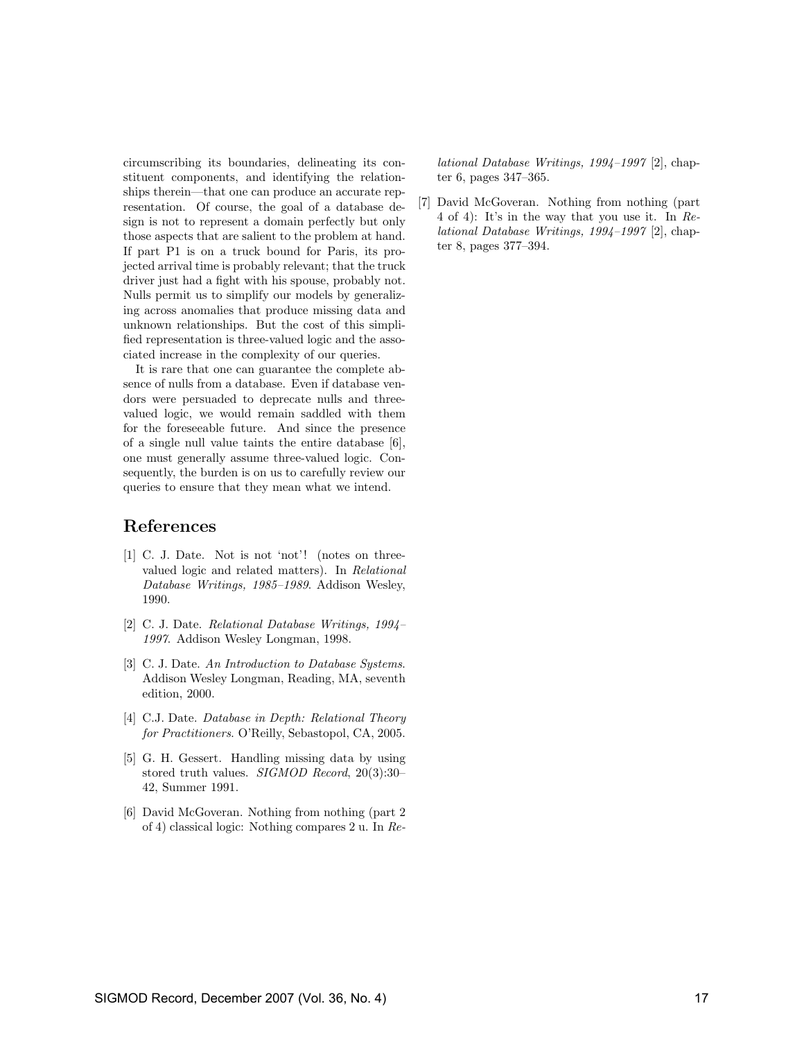circumscribing its boundaries, delineating its constituent components, and identifying the relationships therein—that one can produce an accurate representation. Of course, the goal of a database design is not to represent a domain perfectly but only those aspects that are salient to the problem at hand. If part P1 is on a truck bound for Paris, its projected arrival time is probably relevant; that the truck driver just had a fight with his spouse, probably not. Nulls permit us to simplify our models by generalizing across anomalies that produce missing data and unknown relationships. But the cost of this simplified representation is three-valued logic and the associated increase in the complexity of our queries.

It is rare that one can guarantee the complete absence of nulls from a database. Even if database vendors were persuaded to deprecate nulls and three-valued logic, we would remain saddled with them for the foreseeable future. And since the presence of a single null value taints the entire database [6], one must generally assume three-valued logic. Consequently, the burden is on us to carefully review our queries to ensure that they mean what we intend.

## References

[1] C. J. Date. Not is not 'not'! (notes on three-valued logic and related matters). In *Relational Database Writings, 1985–1989*. Addison Wesley, 1990.

[2] C. J. Date. *Relational Database Writings, 1994–1997*. Addison Wesley Longman, 1998.

[3] C. J. Date. *An Introduction to Database Systems*. Addison Wesley Longman, Reading, MA, seventh edition, 2000.

[4] C.J. Date. *Database in Depth: Relational Theory for Practitioners*. O'Reilly, Sebastopol, CA, 2005.

[5] G. H. Gessert. Handling missing data by using stored truth values. *SIGMOD Record*, 20(3):30–42, Summer 1991.

[6] David McGoveran. Nothing from nothing (part 2 of 4) classical logic: Nothing compares 2 u. In *Relational Database Writings, 1994–1997* [2], chapter 6, pages 347–365.

[7] David McGoveran. Nothing from nothing (part 4 of 4): It's in the way that you use it. In *Relational Database Writings, 1994–1997* [2], chapter 8, pages 377–394.